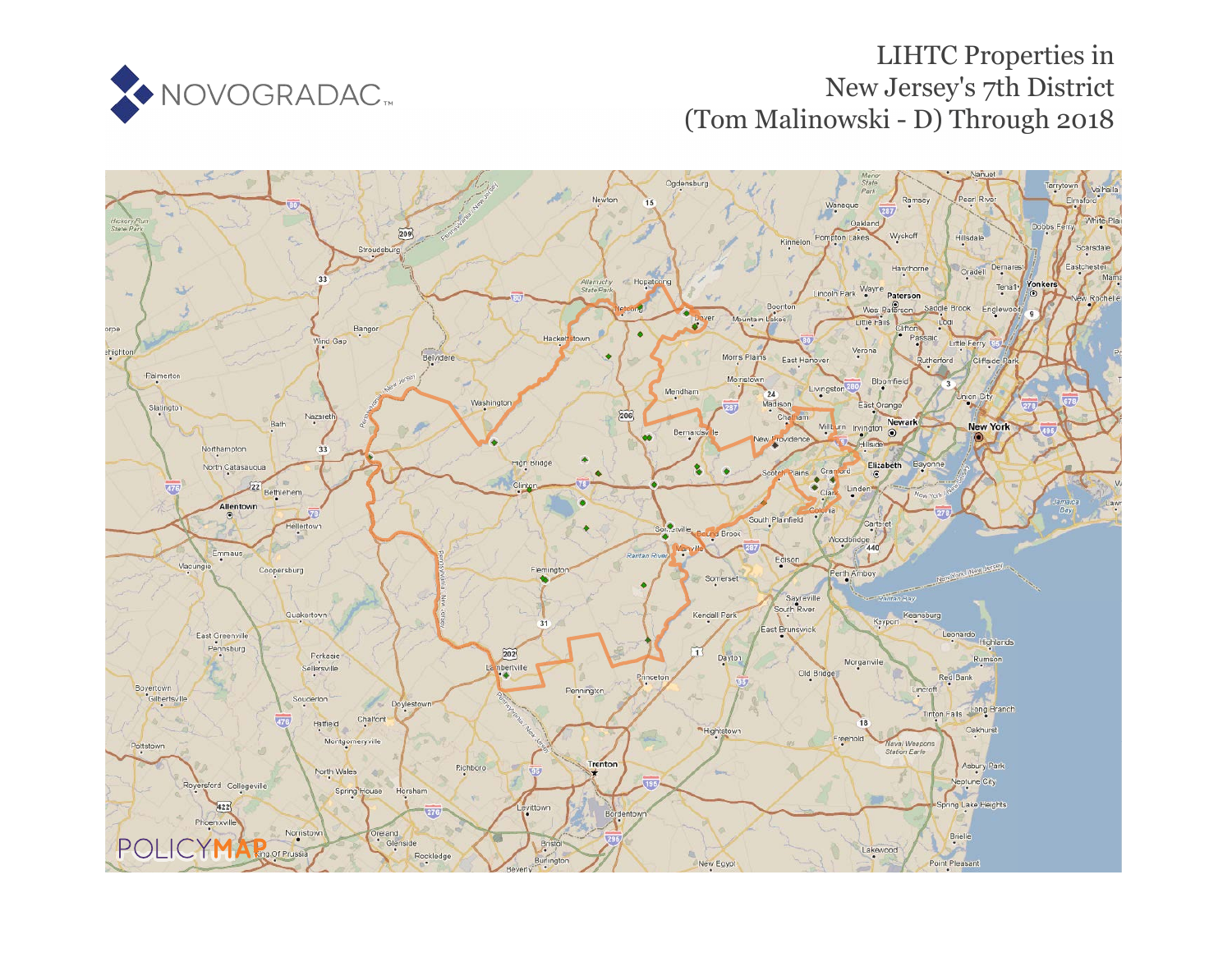NOVOGRADAC

# LIHTC Properties in New Jersey's 7th District (Tom Malinowski - D) Through 2018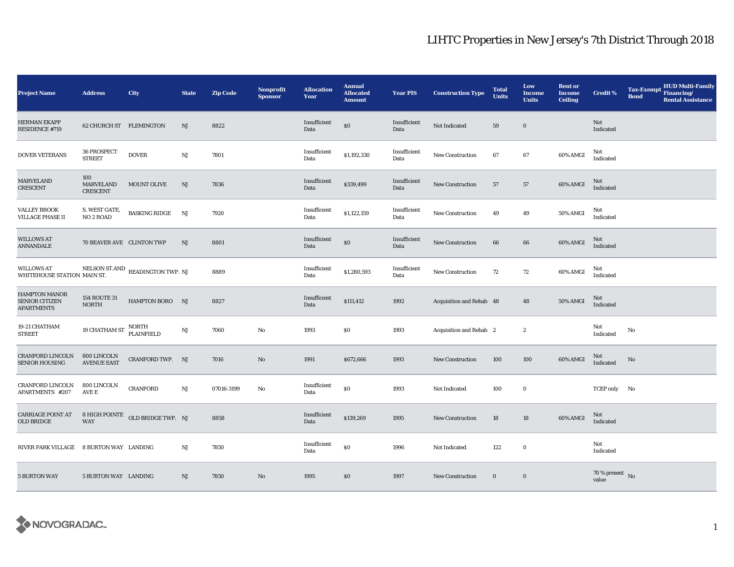# LIHTC Properties in New Jersey's 7th District Through 2018

| Project Name | Address | City | State | Zip Code | Nonprofit Sponsor | Allocation Year | Annual Allocated Amount | Year PIS | Construction Type | Total Units | Low Income Units | Rent or Income Ceiling | Credit % | Tax-Exempt Bond | HUD Multi-Family Financing/ Rental Assistance |
|---|---|---|---|---|---|---|---|---|---|---|---|---|---|---|---|
| HERMAN EKAPP RESIDENCE #719 | 62 CHURCH ST | FLEMINGTON | NJ | 8822 | | Insufficient Data | $0 | Insufficient Data | Not Indicated | 59 | 0 | | Not Indicated | | |
| DOVER VETERANS | 36 PROSPECT STREET | DOVER | NJ | 7801 | | Insufficient Data | $1,192,330 | Insufficient Data | New Construction | 67 | 67 | 60% AMGI | Not Indicated | | |
| MARVELAND CRESCENT | 100 MARVELAND CRESCENT | MOUNT OLIVE | NJ | 7836 | | Insufficient Data | $339,499 | Insufficient Data | New Construction | 57 | 57 | 60% AMGI | Not Indicated | | |
| VALLEY BROOK VILLAGE PHASE II | S. WEST GATE, NO 2 ROAD | BASKING RIDGE | NJ | 7920 | | Insufficient Data | $1,122,159 | Insufficient Data | New Construction | 49 | 49 | 50% AMGI | Not Indicated | | |
| WILLOWS AT ANNANDALE | 70 BEAVER AVE | CLINTON TWP | NJ | 8801 | | Insufficient Data | $0 | Insufficient Data | New Construction | 66 | 66 | 60% AMGI | Not Indicated | | |
| WILLOWS AT WHITEHOUSE STATION | NELSON ST.AND MAIN ST. | READINGTON TWP. | NJ | 8889 | | Insufficient Data | $1,280,593 | Insufficient Data | New Construction | 72 | 72 | 60% AMGI | Not Indicated | | |
| HAMPTON MANOR SENIOR CITIZEN APARTMENTS | 154 ROUTE 31 NORTH | HAMPTON BORO | NJ | 8827 | | Insufficient Data | $111,412 | 1992 | Acquisition and Rehab | 48 | 48 | 50% AMGI | Not Indicated | | |
| 19-21 CHATHAM STREET | 19 CHATHAM ST | NORTH PLAINFIELD | NJ | 7060 | No | 1993 | $0 | 1993 | Acquisition and Rehab | 2 | 2 | | Not Indicated | No | |
| CRANFORD LINCOLN SENIOR HOUSING | 800 LINCOLN AVENUE EAST | CRANFORD TWP. | NJ | 7016 | No | 1991 | $672,666 | 1993 | New Construction | 100 | 100 | 60% AMGI | Not Indicated | No | |
| CRANFORD LINCOLN APARTMENTS #207 | 800 LINCOLN AVE E | CRANFORD | NJ | 07016-3199 | No | Insufficient Data | $0 | 1993 | Not Indicated | 100 | 0 | | TCEP only | No | |
| CARRIAGE POINT AT OLD BRIDGE | 8 HIGH POINTE WAY | OLD BRIDGE TWP. | NJ | 8858 | | Insufficient Data | $139,269 | 1995 | New Construction | 18 | 18 | 60% AMGI | Not Indicated | | |
| RIVER PARK VILLAGE | 8 BURTON WAY | LANDING | NJ | 7850 | | Insufficient Data | $0 | 1996 | Not Indicated | 122 | 0 | | Not Indicated | | |
| 5 BURTON WAY | 5 BURTON WAY | LANDING | NJ | 7850 | No | 1995 | $0 | 1997 | New Construction | 0 | 0 | | 70 % present value | No | |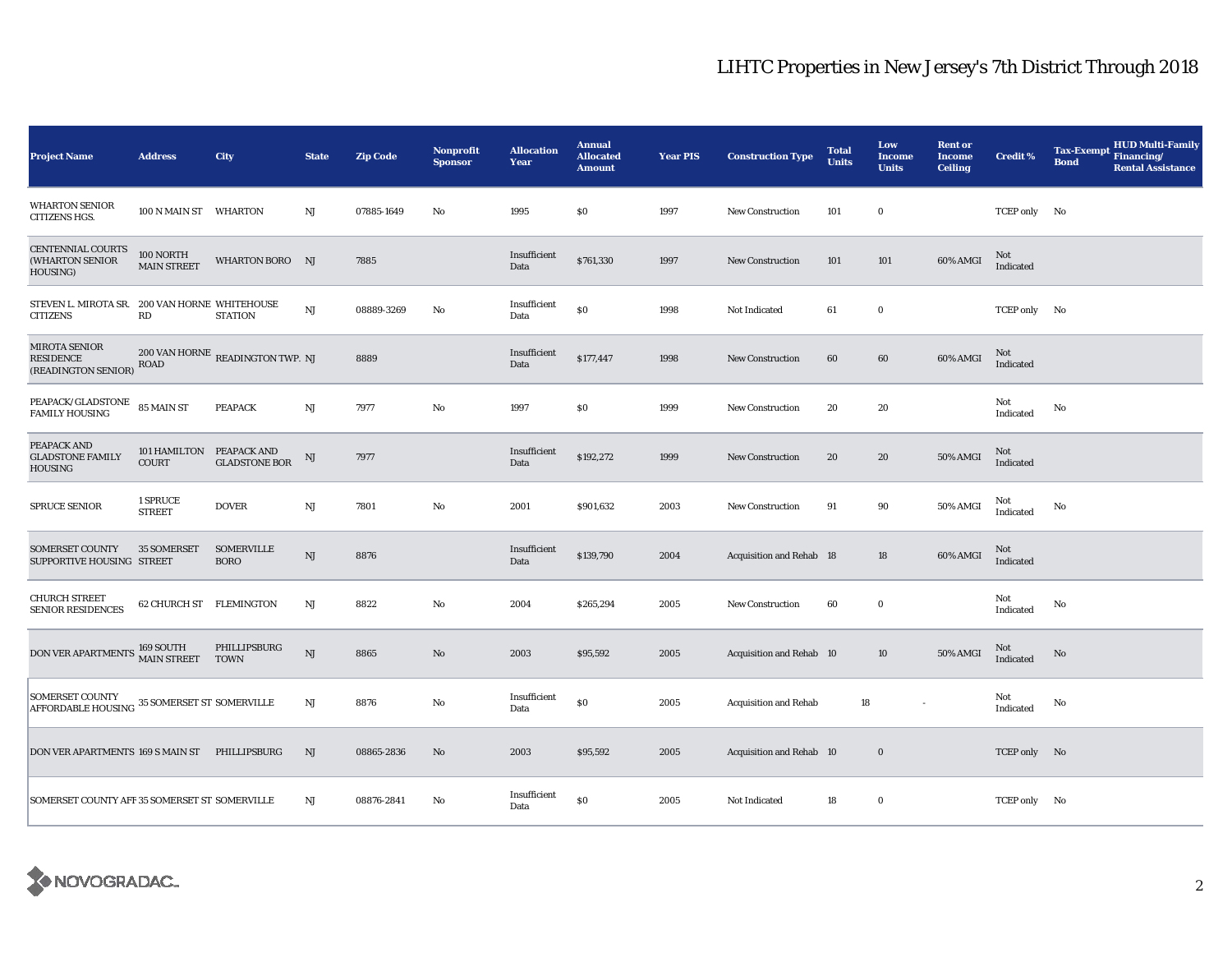# LIHTC Properties in New Jersey's 7th District Through 2018

| Project Name | Address | City | State | Zip Code | Nonprofit Sponsor | Allocation Year | Annual Allocated Amount | Year PIS | Construction Type | Total Units | Low Income Units | Rent or Income Ceiling | Credit % | Tax-Exempt Bond | HUD Multi-Family Financing/ Rental Assistance |
|---|---|---|---|---|---|---|---|---|---|---|---|---|---|---|---|
| WHARTON SENIOR CITIZENS HGS. | 100 N MAIN ST | WHARTON | NJ | 07885-1649 | No | 1995 | $0 | 1997 | New Construction | 101 | 0 | | TCEP only | No | |
| CENTENNIAL COURTS (WHARTON SENIOR HOUSING) | 100 NORTH MAIN STREET | WHARTON BORO | NJ | 7885 | | Insufficient Data | $761,330 | 1997 | New Construction | 101 | 101 | 60% AMGI | Not Indicated | | |
| STEVEN L. MIROTA SR. CITIZENS | 200 VAN HORNE RD | WHITEHOUSE STATION | NJ | 08889-3269 | No | Insufficient Data | $0 | 1998 | Not Indicated | 61 | 0 | | TCEP only | No | |
| MIROTA SENIOR RESIDENCE (READINGTON SENIOR) | 200 VAN HORNE ROAD | READINGTON TWP. | NJ | 8889 | | Insufficient Data | $177,447 | 1998 | New Construction | 60 | 60 | 60% AMGI | Not Indicated | | |
| PEAPACK/GLADSTONE FAMILY HOUSING | 85 MAIN ST | PEAPACK | NJ | 7977 | No | 1997 | $0 | 1999 | New Construction | 20 | 20 | | Not Indicated | No | |
| PEAPACK AND GLADSTONE FAMILY HOUSING | 101 HAMILTON COURT | PEAPACK AND GLADSTONE BOR | NJ | 7977 | | Insufficient Data | $192,272 | 1999 | New Construction | 20 | 20 | 50% AMGI | Not Indicated | | |
| SPRUCE SENIOR | 1 SPRUCE STREET | DOVER | NJ | 7801 | No | 2001 | $901,632 | 2003 | New Construction | 91 | 90 | 50% AMGI | Not Indicated | No | |
| SOMERSET COUNTY SUPPORTIVE HOUSING | 35 SOMERSET STREET | SOMERVILLE BORO | NJ | 8876 | | Insufficient Data | $139,790 | 2004 | Acquisition and Rehab | 18 | 18 | 60% AMGI | Not Indicated | | |
| CHURCH STREET SENIOR RESIDENCES | 62 CHURCH ST | FLEMINGTON | NJ | 8822 | No | 2004 | $265,294 | 2005 | New Construction | 60 | 0 | | Not Indicated | No | |
| DON VER APARTMENTS | 169 SOUTH MAIN STREET | PHILLIPSBURG TOWN | NJ | 8865 | No | 2003 | $95,592 | 2005 | Acquisition and Rehab | 10 | 10 | 50% AMGI | Not Indicated | No | |
| SOMERSET COUNTY AFFORDABLE HOUSING | 35 SOMERSET ST | SOMERVILLE | NJ | 8876 | No | Insufficient Data | $0 | 2005 | Acquisition and Rehab | 18 | - | | Not Indicated | No | |
| DON VER APARTMENTS | 169 S MAIN ST | PHILLIPSBURG | NJ | 08865-2836 | No | 2003 | $95,592 | 2005 | Acquisition and Rehab | 10 | 0 | | TCEP only | No | |
| SOMERSET COUNTY AFF | 35 SOMERSET ST | SOMERVILLE | NJ | 08876-2841 | No | Insufficient Data | $0 | 2005 | Not Indicated | 18 | 0 | | TCEP only | No | |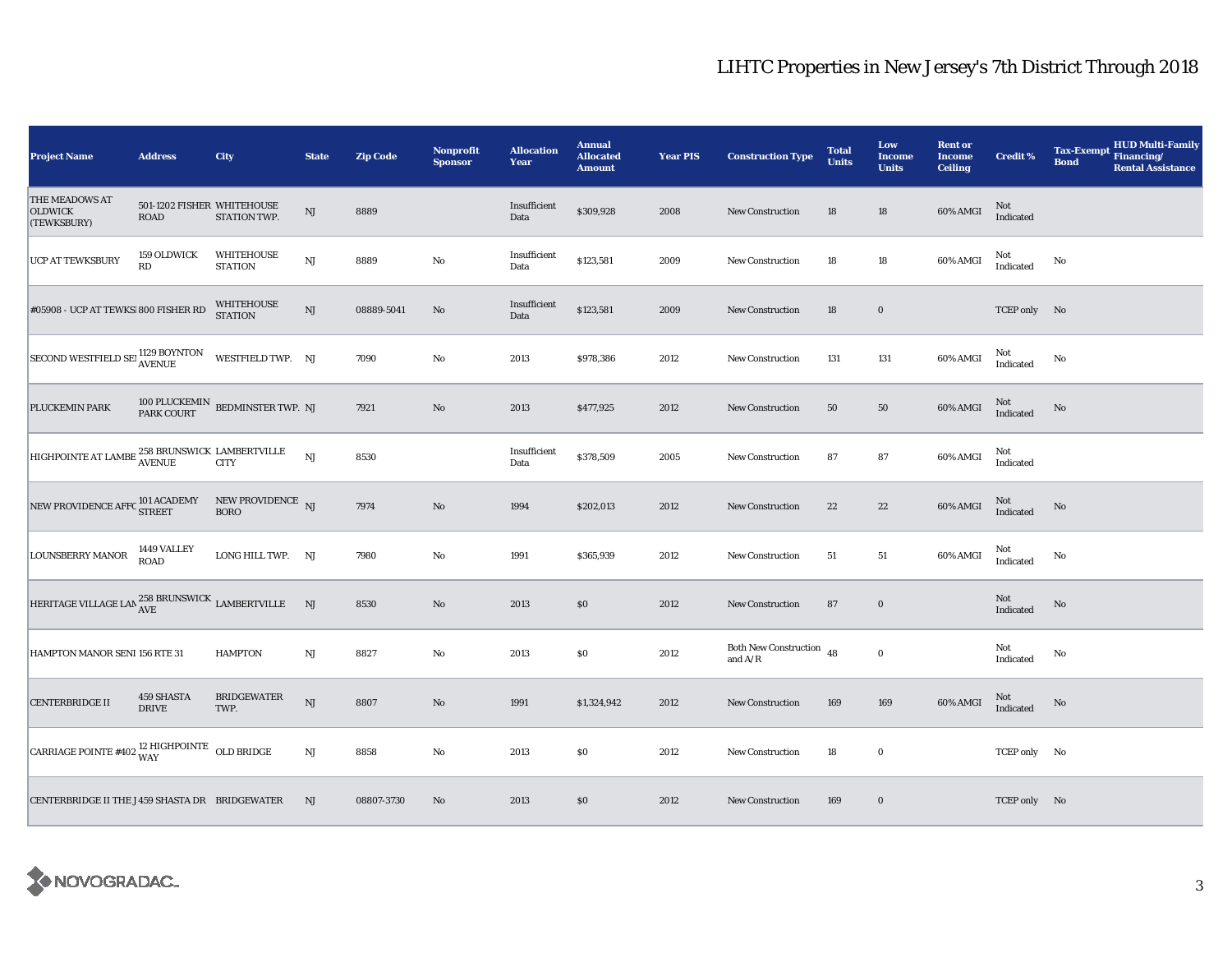# LIHTC Properties in New Jersey's 7th District Through 2018

| Project Name | Address | City | State | Zip Code | Nonprofit Sponsor | Allocation Year | Annual Allocated Amount | Year PIS | Construction Type | Total Units | Low Income Units | Rent or Income Ceiling | Credit % | Tax-Exempt Bond | HUD Multi-Family Financing/ Rental Assistance |
|---|---|---|---|---|---|---|---|---|---|---|---|---|---|---|---|
| THE MEADOWS AT OLDWICK (TEWKSBURY) | 501-1202 FISHER ROAD | WHITEHOUSE STATION TWP. | NJ | 8889 | | Insufficient Data | $309,928 | 2008 | New Construction | 18 | 18 | 60% AMGI | Not Indicated | | |
| UCP AT TEWKSBURY | 159 OLDWICK RD | WHITEHOUSE STATION | NJ | 8889 | No | Insufficient Data | $123,581 | 2009 | New Construction | 18 | 18 | 60% AMGI | Not Indicated | No | |
| #05908 - UCP AT TEWKSI | 800 FISHER RD | WHITEHOUSE STATION | NJ | 08889-5041 | No | Insufficient Data | $123,581 | 2009 | New Construction | 18 | 0 | | TCEP only | No | |
| SECOND WESTFIELD SEI | 1129 BOYNTON AVENUE | WESTFIELD TWP. | NJ | 7090 | No | 2013 | $978,386 | 2012 | New Construction | 131 | 131 | 60% AMGI | Not Indicated | No | |
| PLUCKEMIN PARK | 100 PLUCKEMIN PARK COURT | BEDMINSTER TWP. | NJ | 7921 | No | 2013 | $477,925 | 2012 | New Construction | 50 | 50 | 60% AMGI | Not Indicated | No | |
| HIGHPOINTE AT LAMBE | 258 BRUNSWICK AVENUE | LAMBERTVILLE CITY | NJ | 8530 | | Insufficient Data | $378,509 | 2005 | New Construction | 87 | 87 | 60% AMGI | Not Indicated | | |
| NEW PROVIDENCE AFFO | 101 ACADEMY STREET | NEW PROVIDENCE BORO | NJ | 7974 | No | 1994 | $202,013 | 2012 | New Construction | 22 | 22 | 60% AMGI | Not Indicated | No | |
| LOUNSBERRY MANOR | 1449 VALLEY ROAD | LONG HILL TWP. | NJ | 7980 | No | 1991 | $365,939 | 2012 | New Construction | 51 | 51 | 60% AMGI | Not Indicated | No | |
| HERITAGE VILLAGE LAN | 258 BRUNSWICK AVE | LAMBERTVILLE | NJ | 8530 | No | 2013 | $0 | 2012 | New Construction | 87 | 0 | | Not Indicated | No | |
| HAMPTON MANOR SENI | 156 RTE 31 | HAMPTON | NJ | 8827 | No | 2013 | $0 | 2012 | Both New Construction and A/R | 48 | 0 | | Not Indicated | No | |
| CENTERBRIDGE II | 459 SHASTA DRIVE | BRIDGEWATER TWP. | NJ | 8807 | No | 1991 | $1,324,942 | 2012 | New Construction | 169 | 169 | 60% AMGI | Not Indicated | No | |
| CARRIAGE POINTE #402 | 12 HIGHPOINTE WAY | OLD BRIDGE | NJ | 8858 | No | 2013 | $0 | 2012 | New Construction | 18 | 0 | | TCEP only | No | |
| CENTERBRIDGE II THE J | 459 SHASTA DR | BRIDGEWATER | NJ | 08807-3730 | No | 2013 | $0 | 2012 | New Construction | 169 | 0 | | TCEP only | No | |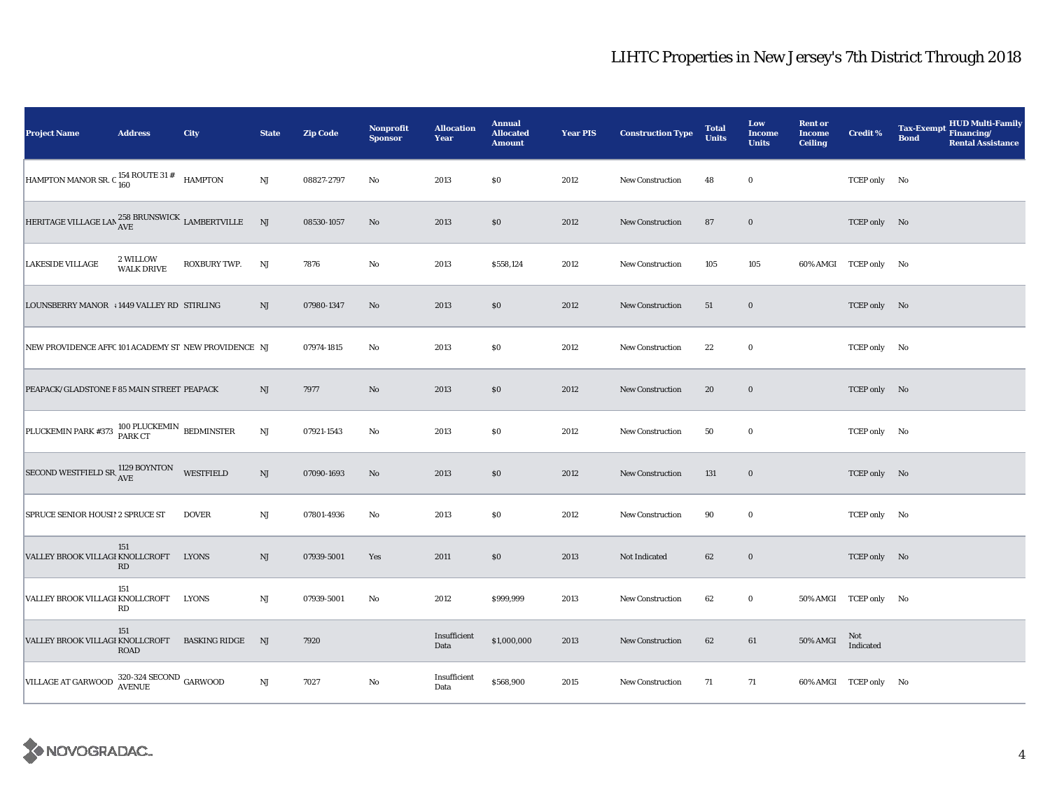# LIHTC Properties in New Jersey's 7th District Through 2018

| Project Name | Address | City | State | Zip Code | Nonprofit Sponsor | Allocation Year | Annual Allocated Amount | Year PIS | Construction Type | Total Units | Low Income Units | Rent or Income Ceiling | Credit % | Tax-Exempt Bond | HUD Multi-Family Financing/ Rental Assistance |
|---|---|---|---|---|---|---|---|---|---|---|---|---|---|---|---|
| HAMPTON MANOR SR. C | 154 ROUTE 31 # 160 | HAMPTON | NJ | 08827-2797 | No | 2013 | $0 | 2012 | New Construction | 48 | 0 | | TCEP only | No | |
| HERITAGE VILLAGE LAN | 258 BRUNSWICK AVE | LAMBERTVILLE | NJ | 08530-1057 | No | 2013 | $0 | 2012 | New Construction | 87 | 0 | | TCEP only | No | |
| LAKESIDE VILLAGE | 2 WILLOW WALK DRIVE | ROXBURY TWP. | NJ | 7876 | No | 2013 | $558,124 | 2012 | New Construction | 105 | 105 | 60% AMGI | TCEP only | No | |
| LOUNSBERRY MANOR | 1449 VALLEY RD | STIRLING | NJ | 07980-1347 | No | 2013 | $0 | 2012 | New Construction | 51 | 0 | | TCEP only | No | |
| NEW PROVIDENCE AFFC | 101 ACADEMY ST | NEW PROVIDENCE | NJ | 07974-1815 | No | 2013 | $0 | 2012 | New Construction | 22 | 0 | | TCEP only | No | |
| PEAPACK/GLADSTONE F | 85 MAIN STREET | PEAPACK | NJ | 7977 | No | 2013 | $0 | 2012 | New Construction | 20 | 0 | | TCEP only | No | |
| PLUCKEMIN PARK #373 | 100 PLUCKEMIN PARK CT | BEDMINSTER | NJ | 07921-1543 | No | 2013 | $0 | 2012 | New Construction | 50 | 0 | | TCEP only | No | |
| SECOND WESTFIELD SR. | 1129 BOYNTON AVE | WESTFIELD | NJ | 07090-1693 | No | 2013 | $0 | 2012 | New Construction | 131 | 0 | | TCEP only | No | |
| SPRUCE SENIOR HOUSIN | 2 SPRUCE ST | DOVER | NJ | 07801-4936 | No | 2013 | $0 | 2012 | New Construction | 90 | 0 | | TCEP only | No | |
| VALLEY BROOK VILLAGE | 151 KNOLLCROFT RD | LYONS | NJ | 07939-5001 | Yes | 2011 | $0 | 2013 | Not Indicated | 62 | 0 | | TCEP only | No | |
| VALLEY BROOK VILLAGE | 151 KNOLLCROFT RD | LYONS | NJ | 07939-5001 | No | 2012 | $999,999 | 2013 | New Construction | 62 | 0 | 50% AMGI | TCEP only | No | |
| VALLEY BROOK VILLAGE | 151 KNOLLCROFT ROAD | BASKING RIDGE | NJ | 7920 | | Insufficient Data | $1,000,000 | 2013 | New Construction | 62 | 61 | 50% AMGI | Not Indicated | | |
| VILLAGE AT GARWOOD | 320-324 SECOND AVENUE | GARWOOD | NJ | 7027 | No | Insufficient Data | $568,900 | 2015 | New Construction | 71 | 71 | 60% AMGI | TCEP only | No | |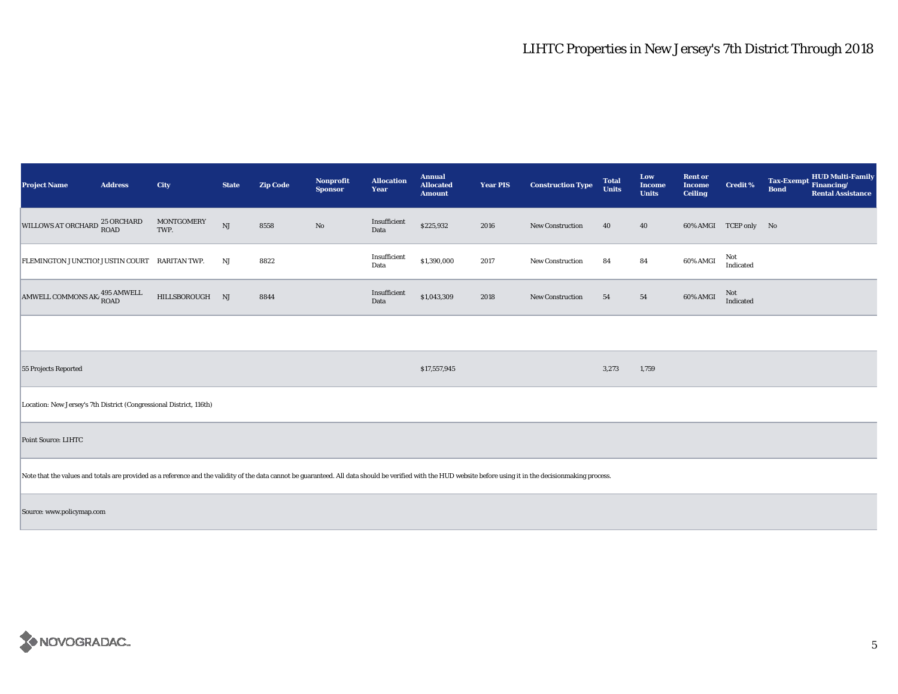# LIHTC Properties in New Jersey's 7th District Through 2018

| Project Name | Address | City | State | Zip Code | Nonprofit Sponsor | Allocation Year | Annual Allocated Amount | Year PIS | Construction Type | Total Units | Low Income Units | Rent or Income Ceiling | Credit % | Tax-Exempt Bond | HUD Multi-Family Financing/ Rental Assistance |
|---|---|---|---|---|---|---|---|---|---|---|---|---|---|---|---|
| WILLOWS AT ORCHARD | 25 ORCHARD ROAD | MONTGOMERY TWP. | NJ | 8558 | No | Insufficient Data | $225,932 | 2016 | New Construction | 40 | 40 | 60% AMGI | TCEP only | No | |
| FLEMINGTON JUNCTION | JUSTIN COURT | RARITAN TWP. | NJ | 8822 | | Insufficient Data | $1,390,000 | 2017 | New Construction | 84 | 84 | 60% AMGI | Not Indicated | | |
| AMWELL COMMONS AKA | 495 AMWELL ROAD | HILLSBOROUGH | NJ | 8844 | | Insufficient Data | $1,043,309 | 2018 | New Construction | 54 | 54 | 60% AMGI | Not Indicated | | |
| | | | | | | | | | | | | | | | |
| 55 Projects Reported | | | | | | | $17,557,945 | | | 3,273 | 1,759 | | | | |

Location: New Jersey's 7th District (Congressional District, 116th)

Point Source: LIHTC

Note that the values and totals are provided as a reference and the validity of the data cannot be guaranteed. All data should be verified with the HUD website before using it in the decisionmaking process.

Source: www.policymap.com